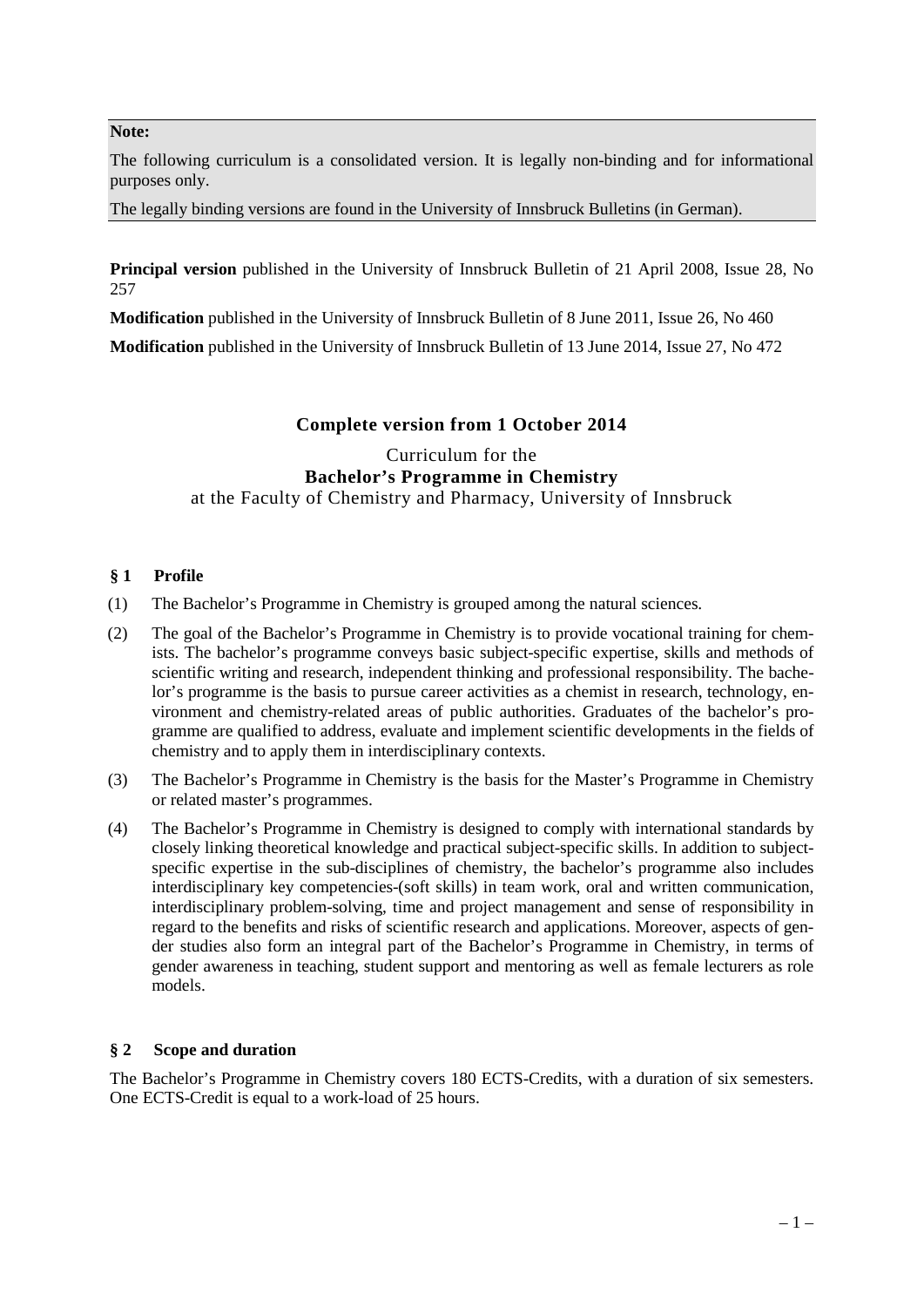**Note:**

The following curriculum is a consolidated version. It is legally non-binding and for informational purposes only.

The legally binding versions are found in the University of Innsbruck Bulletins (in German).

**Principal version** published in the University of Innsbruck Bulletin of 21 April 2008, Issue 28, No 257

**Modification** published in the University of Innsbruck Bulletin of 8 June 2011, Issue 26, No 460

**Modification** published in the University of Innsbruck Bulletin of 13 June 2014, Issue 27, No 472

# Complete version from 1 October 2014

Curriculum for the
**Bachelor's Programme in Chemistry**
at the Faculty of Chemistry and Pharmacy, University of Innsbruck

## § 1 Profile

(1) The Bachelor's Programme in Chemistry is grouped among the natural sciences.

(2) The goal of the Bachelor's Programme in Chemistry is to provide vocational training for chemists. The bachelor's programme conveys basic subject-specific expertise, skills and methods of scientific writing and research, independent thinking and professional responsibility. The bachelor's programme is the basis to pursue career activities as a chemist in research, technology, environment and chemistry-related areas of public authorities. Graduates of the bachelor's programme are qualified to address, evaluate and implement scientific developments in the fields of chemistry and to apply them in interdisciplinary contexts.

(3) The Bachelor's Programme in Chemistry is the basis for the Master's Programme in Chemistry or related master's programmes.

(4) The Bachelor's Programme in Chemistry is designed to comply with international standards by closely linking theoretical knowledge and practical subject-specific skills. In addition to subject-specific expertise in the sub-disciplines of chemistry, the bachelor's programme also includes interdisciplinary key competencies-(soft skills) in team work, oral and written communication, interdisciplinary problem-solving, time and project management and sense of responsibility in regard to the benefits and risks of scientific research and applications. Moreover, aspects of gender studies also form an integral part of the Bachelor's Programme in Chemistry, in terms of gender awareness in teaching, student support and mentoring as well as female lecturers as role models.

## § 2 Scope and duration

The Bachelor's Programme in Chemistry covers 180 ECTS-Credits, with a duration of six semesters. One ECTS-Credit is equal to a work-load of 25 hours.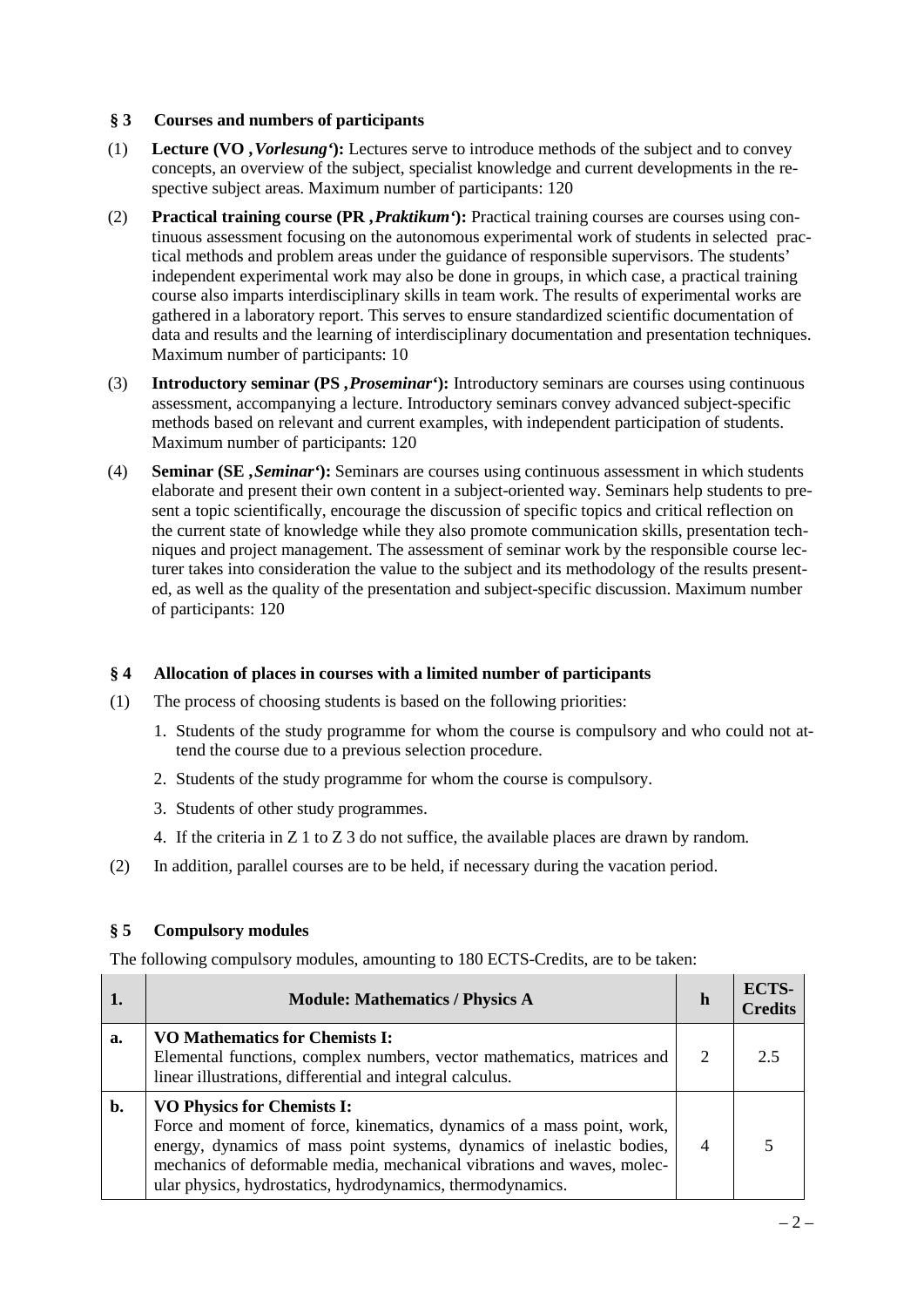## § 3 Courses and numbers of participants

(1) **Lecture (VO ‚*Vorlesung*'):** Lectures serve to introduce methods of the subject and to convey concepts, an overview of the subject, specialist knowledge and current developments in the respective subject areas. Maximum number of participants: 120

(2) **Practical training course (PR ‚*Praktikum*'):** Practical training courses are courses using continuous assessment focusing on the autonomous experimental work of students in selected practical methods and problem areas under the guidance of responsible supervisors. The students' independent experimental work may also be done in groups, in which case, a practical training course also imparts interdisciplinary skills in team work. The results of experimental works are gathered in a laboratory report. This serves to ensure standardized scientific documentation of data and results and the learning of interdisciplinary documentation and presentation techniques. Maximum number of participants: 10

(3) **Introductory seminar (PS ‚*Proseminar*'):** Introductory seminars are courses using continuous assessment, accompanying a lecture. Introductory seminars convey advanced subject-specific methods based on relevant and current examples, with independent participation of students. Maximum number of participants: 120

(4) **Seminar (SE ‚*Seminar*'):** Seminars are courses using continuous assessment in which students elaborate and present their own content in a subject-oriented way. Seminars help students to present a topic scientifically, encourage the discussion of specific topics and critical reflection on the current state of knowledge while they also promote communication skills, presentation techniques and project management. The assessment of seminar work by the responsible course lecturer takes into consideration the value to the subject and its methodology of the results presented, as well as the quality of the presentation and subject-specific discussion. Maximum number of participants: 120

## § 4 Allocation of places in courses with a limited number of participants

(1) The process of choosing students is based on the following priorities:

1. Students of the study programme for whom the course is compulsory and who could not attend the course due to a previous selection procedure.
2. Students of the study programme for whom the course is compulsory.
3. Students of other study programmes.
4. If the criteria in Z 1 to Z 3 do not suffice, the available places are drawn by random.

(2) In addition, parallel courses are to be held, if necessary during the vacation period.

## § 5 Compulsory modules

The following compulsory modules, amounting to 180 ECTS-Credits, are to be taken:

| 1. | Module: Mathematics / Physics A | h | ECTS-Credits |
|---|---|---|---|
| a. | **VO Mathematics for Chemists I:** Elemental functions, complex numbers, vector mathematics, matrices and linear illustrations, differential and integral calculus. | 2 | 2.5 |
| b. | **VO Physics for Chemists I:** Force and moment of force, kinematics, dynamics of a mass point, work, energy, dynamics of mass point systems, dynamics of inelastic bodies, mechanics of deformable media, mechanical vibrations and waves, molecular physics, hydrostatics, hydrodynamics, thermodynamics. | 4 | 5 |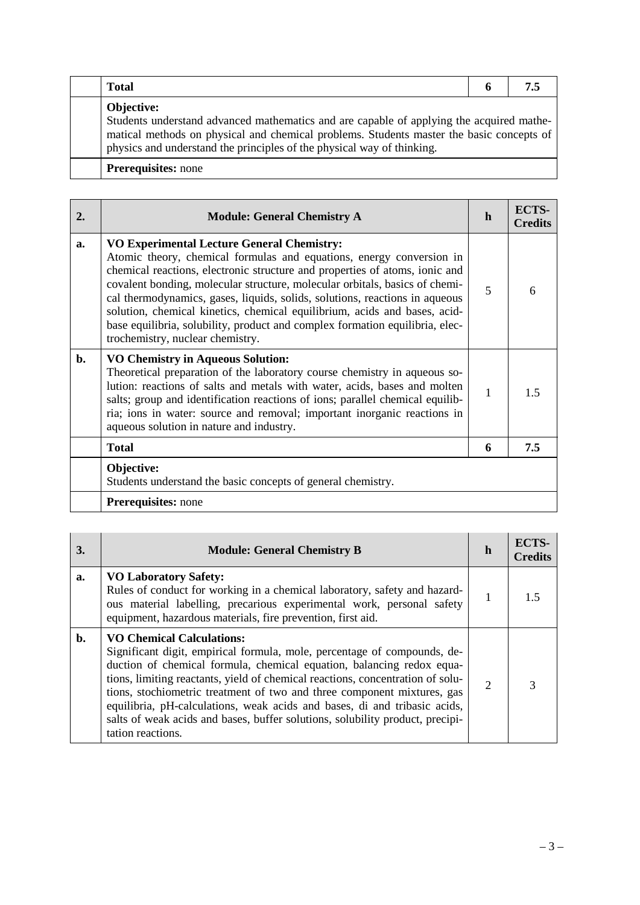| | **Total** | **6** | **7.5** |
|---|---|---|---|
| | **Objective:** Students understand advanced mathematics and are capable of applying the acquired mathematical methods on physical and chemical problems. Students master the basic concepts of physics and understand the principles of the physical way of thinking. | | |
| | **Prerequisites:** none | | |

| **2.** | **Module: General Chemistry A** | **h** | **ECTS-Credits** |
|---|---|---|---|
| **a.** | **VO Experimental Lecture General Chemistry:** Atomic theory, chemical formulas and equations, energy conversion in chemical reactions, electronic structure and properties of atoms, ionic and covalent bonding, molecular structure, molecular orbitals, basics of chemical thermodynamics, gases, liquids, solids, solutions, reactions in aqueous solution, chemical kinetics, chemical equilibrium, acids and bases, acid-base equilibria, solubility, product and complex formation equilibria, electrochemistry, nuclear chemistry. | 5 | 6 |
| **b.** | **VO Chemistry in Aqueous Solution:** Theoretical preparation of the laboratory course chemistry in aqueous solution: reactions of salts and metals with water, acids, bases and molten salts; group and identification reactions of ions; parallel chemical equilibria; ions in water: source and removal; important inorganic reactions in aqueous solution in nature and industry. | 1 | 1.5 |
| | **Total** | **6** | **7.5** |
| | **Objective:** Students understand the basic concepts of general chemistry. | | |
| | **Prerequisites:** none | | |

| **3.** | **Module: General Chemistry B** | **h** | **ECTS-Credits** |
|---|---|---|---|
| **a.** | **VO Laboratory Safety:** Rules of conduct for working in a chemical laboratory, safety and hazardous material labelling, precarious experimental work, personal safety equipment, hazardous materials, fire prevention, first aid. | 1 | 1.5 |
| **b.** | **VO Chemical Calculations:** Significant digit, empirical formula, mole, percentage of compounds, deduction of chemical formula, chemical equation, balancing redox equations, limiting reactants, yield of chemical reactions, concentration of solutions, stochiometric treatment of two and three component mixtures, gas equilibria, pH-calculations, weak acids and bases, di and tribasic acids, salts of weak acids and bases, buffer solutions, solubility product, precipitation reactions. | 2 | 3 |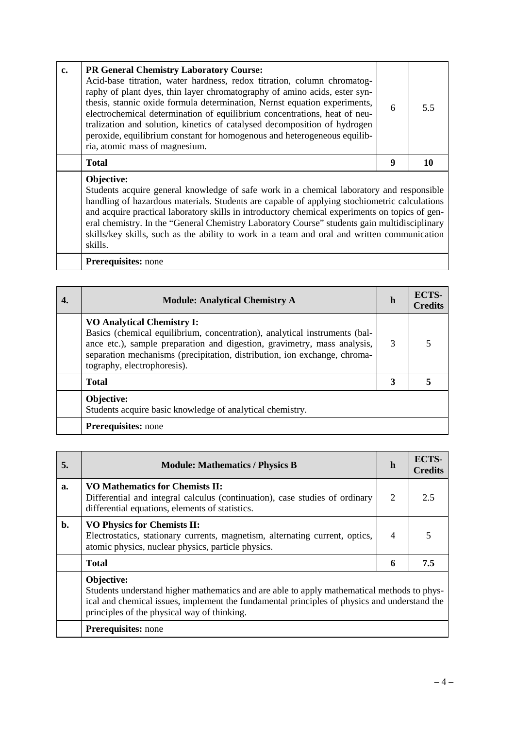| c. | **PR General Chemistry Laboratory Course:** Acid-base titration, water hardness, redox titration, column chromatography of plant dyes, thin layer chromatography of amino acids, ester synthesis, stannic oxide formula determination, Nernst equation experiments, electrochemical determination of equilibrium concentrations, heat of neutralization and solution, kinetics of catalysed decomposition of hydrogen peroxide, equilibrium constant for homogenous and heterogeneous equilibria, atomic mass of magnesium. | 6 | 5.5 |
|---|---|---|---|
| | **Total** | **9** | **10** |
| | **Objective:** Students acquire general knowledge of safe work in a chemical laboratory and responsible handling of hazardous materials. Students are capable of applying stochiometric calculations and acquire practical laboratory skills in introductory chemical experiments on topics of general chemistry. In the "General Chemistry Laboratory Course" students gain multidisciplinary skills/key skills, such as the ability to work in a team and oral and written communication skills. | | |
| | **Prerequisites:** none | | |

| **4.** | **Module: Analytical Chemistry A** | **h** | **ECTS-Credits** |
|---|---|---|---|
| | **VO Analytical Chemistry I:** Basics (chemical equilibrium, concentration), analytical instruments (balance etc.), sample preparation and digestion, gravimetry, mass analysis, separation mechanisms (precipitation, distribution, ion exchange, chromatography, electrophoresis). | 3 | 5 |
| | **Total** | **3** | **5** |
| | **Objective:** Students acquire basic knowledge of analytical chemistry. | | |
| | **Prerequisites:** none | | |

| **5.** | **Module: Mathematics / Physics B** | **h** | **ECTS-Credits** |
|---|---|---|---|
| **a.** | **VO Mathematics for Chemists II:** Differential and integral calculus (continuation), case studies of ordinary differential equations, elements of statistics. | 2 | 2.5 |
| **b.** | **VO Physics for Chemists II:** Electrostatics, stationary currents, magnetism, alternating current, optics, atomic physics, nuclear physics, particle physics. | 4 | 5 |
| | **Total** | **6** | **7.5** |
| | **Objective:** Students understand higher mathematics and are able to apply mathematical methods to physical and chemical issues, implement the fundamental principles of physics and understand the principles of the physical way of thinking. | | |
| | **Prerequisites:** none | | |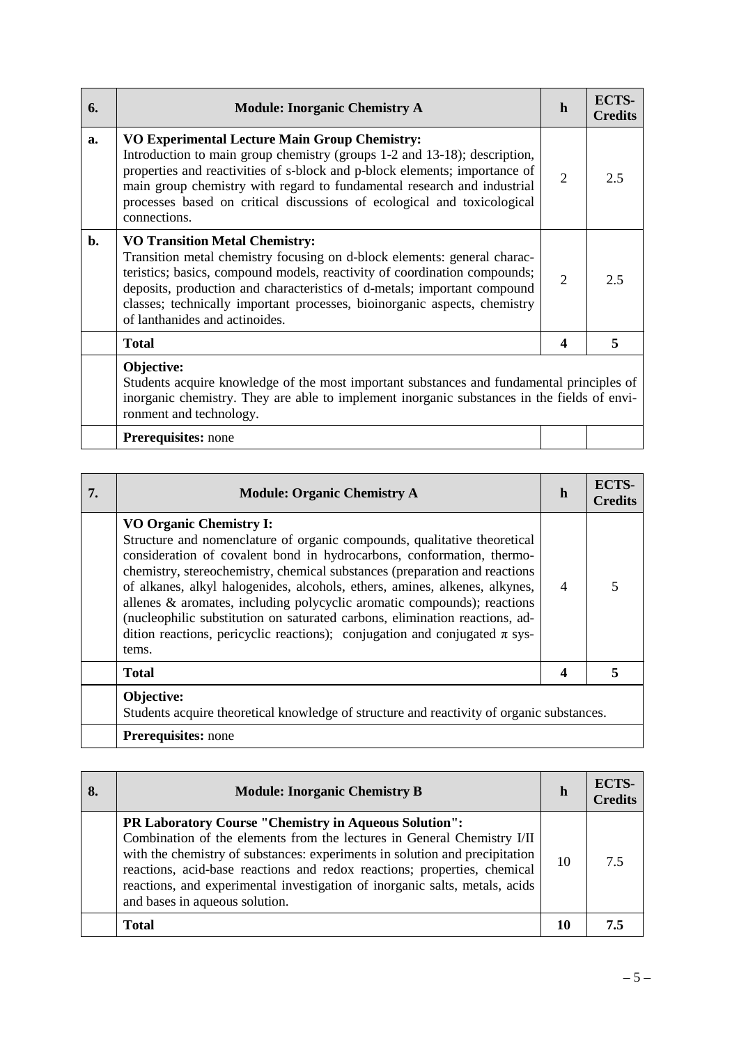| 6. | **Module: Inorganic Chemistry A** | **h** | **ECTS-Credits** |
|---|---|---|---|
| **a.** | **VO Experimental Lecture Main Group Chemistry:** Introduction to main group chemistry (groups 1-2 and 13-18); description, properties and reactivities of s-block and p-block elements; importance of main group chemistry with regard to fundamental research and industrial processes based on critical discussions of ecological and toxicological connections. | 2 | 2.5 |
| **b.** | **VO Transition Metal Chemistry:** Transition metal chemistry focusing on d-block elements: general characteristics; basics, compound models, reactivity of coordination compounds; deposits, production and characteristics of d-metals; important compound classes; technically important processes, bioinorganic aspects, chemistry of lanthanides and actinoides. | 2 | 2.5 |
| | **Total** | **4** | **5** |
| | **Objective:** Students acquire knowledge of the most important substances and fundamental principles of inorganic chemistry. They are able to implement inorganic substances in the fields of environment and technology. | | |
| | **Prerequisites:** none | | |

| 7. | **Module: Organic Chemistry A** | **h** | **ECTS-Credits** |
|---|---|---|---|
| | **VO Organic Chemistry I:** Structure and nomenclature of organic compounds, qualitative theoretical consideration of covalent bond in hydrocarbons, conformation, thermochemistry, stereochemistry, chemical substances (preparation and reactions of alkanes, alkyl halogenides, alcohols, ethers, amines, alkenes, alkynes, allenes & aromates, including polycyclic aromatic compounds); reactions (nucleophilic substitution on saturated carbons, elimination reactions, addition reactions, pericyclic reactions); conjugation and conjugated $\pi$ systems. | 4 | 5 |
| | **Total** | **4** | **5** |
| | **Objective:** Students acquire theoretical knowledge of structure and reactivity of organic substances. | | |
| | **Prerequisites:** none | | |

| 8. | **Module: Inorganic Chemistry B** | **h** | **ECTS-Credits** |
|---|---|---|---|
| | **PR Laboratory Course "Chemistry in Aqueous Solution":** Combination of the elements from the lectures in General Chemistry I/II with the chemistry of substances: experiments in solution and precipitation reactions, acid-base reactions and redox reactions; properties, chemical reactions, and experimental investigation of inorganic salts, metals, acids and bases in aqueous solution. | 10 | 7.5 |
| | **Total** | **10** | **7.5** |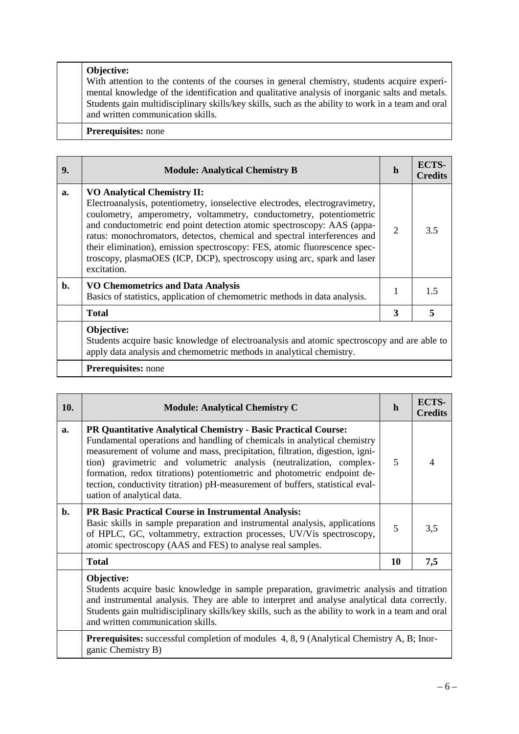| | | | |
|---|---|---|---|
| | **Objective:**<br>With attention to the contents of the courses in general chemistry, students acquire experimental knowledge of the identification and qualitative analysis of inorganic salts and metals. Students gain multidisciplinary skills/key skills, such as the ability to work in a team and oral and written communication skills. | | |
| | **Prerequisites:** none | | |

| 9. | Module: Analytical Chemistry B | h | ECTS-Credits |
|---|---|---|---|
| **a.** | **VO Analytical Chemistry II:**<br>Electroanalysis, potentiometry, ionselective electrodes, electrogravimetry, coulometry, amperometry, voltammetry, conductometry, potentiometric and conductometric end point detection atomic spectroscopy: AAS (apparatus: monochromators, detectos, chemical and spectral interferences and their elimination), emission spectroscopy: FES, atomic fluorescence spectroscopy, plasmaOES (ICP, DCP), spectroscopy using arc, spark and laser excitation. | 2 | 3.5 |
| **b.** | **VO Chemometrics and Data Analysis**<br>Basics of statistics, application of chemometric methods in data analysis. | 1 | 1.5 |
| | **Total** | **3** | **5** |
| | **Objective:**<br>Students acquire basic knowledge of electroanalysis and atomic spectroscopy and are able to apply data analysis and chemometric methods in analytical chemistry. | | |
| | **Prerequisites:** none | | |

| 10. | Module: Analytical Chemistry C | h | ECTS-Credits |
|---|---|---|---|
| **a.** | **PR Quantitative Analytical Chemistry - Basic Practical Course:**<br>Fundamental operations and handling of chemicals in analytical chemistry measurement of volume and mass, precipitation, filtration, digestion, ignition) gravimetric and volumetric analysis (neutralization, complex-formation, redox titrations) potentiometric and photometric endpoint detection, conductivity titration) pH-measurement of buffers, statistical evaluation of analytical data. | 5 | 4 |
| **b.** | **PR Basic Practical Course in Instrumental Analysis:**<br>Basic skills in sample preparation and instrumental analysis, applications of HPLC, GC, voltammetry, extraction processes, UV/Vis spectroscopy, atomic spectroscopy (AAS and FES) to analyse real samples. | 5 | 3,5 |
| | **Total** | **10** | **7,5** |
| | **Objective:**<br>Students acquire basic knowledge in sample preparation, gravimetric analysis and titration and instrumental analysis. They are able to interpret and analyse analytical data correctly. Students gain multidisciplinary skills/key skills, such as the ability to work in a team and oral and written communication skills. | | |
| | **Prerequisites:** successful completion of modules 4, 8, 9 (Analytical Chemistry A, B; Inorganic Chemistry B) | | |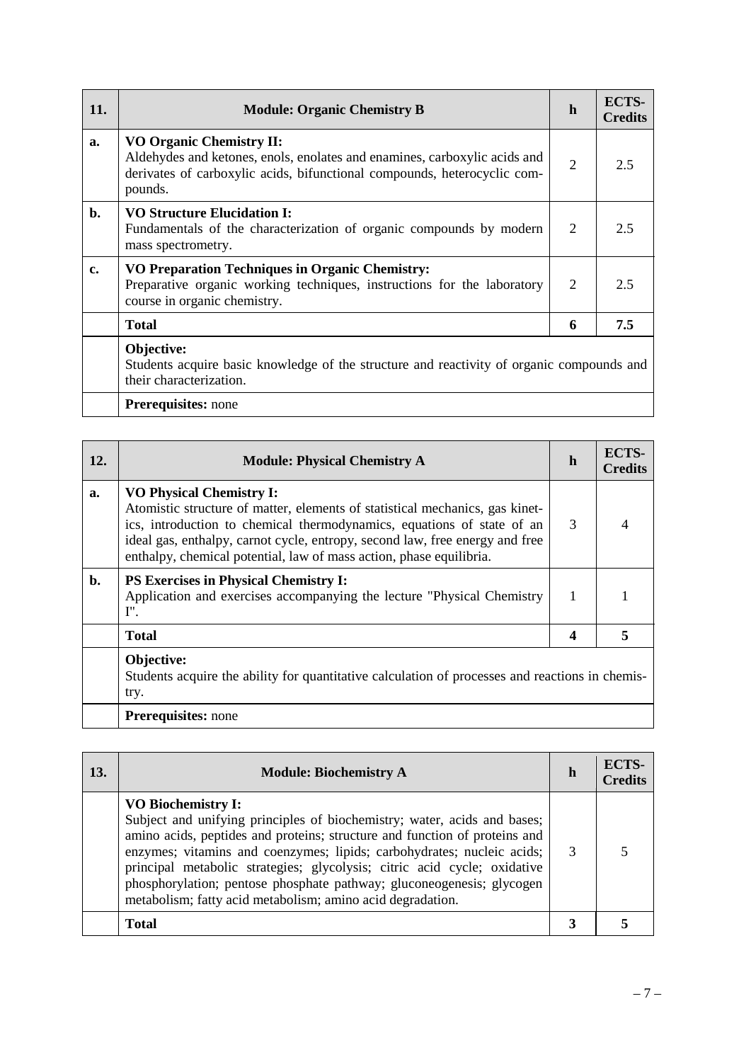| 11. | Module: Organic Chemistry B | h | ECTS-Credits |
|---|---|---|---|
| a. | **VO Organic Chemistry II:**<br>Aldehydes and ketones, enols, enolates and enamines, carboxylic acids and derivates of carboxylic acids, bifunctional compounds, heterocyclic compounds. | 2 | 2.5 |
| b. | **VO Structure Elucidation I:**<br>Fundamentals of the characterization of organic compounds by modern mass spectrometry. | 2 | 2.5 |
| c. | **VO Preparation Techniques in Organic Chemistry:**<br>Preparative organic working techniques, instructions for the laboratory course in organic chemistry. | 2 | 2.5 |
| | **Total** | **6** | **7.5** |
| | **Objective:**<br>Students acquire basic knowledge of the structure and reactivity of organic compounds and their characterization. | | |
| | **Prerequisites:** none | | |

| 12. | Module: Physical Chemistry A | h | ECTS-Credits |
|---|---|---|---|
| a. | **VO Physical Chemistry I:**<br>Atomistic structure of matter, elements of statistical mechanics, gas kinetics, introduction to chemical thermodynamics, equations of state of an ideal gas, enthalpy, carnot cycle, entropy, second law, free energy and free enthalpy, chemical potential, law of mass action, phase equilibria. | 3 | 4 |
| b. | **PS Exercises in Physical Chemistry I:**<br>Application and exercises accompanying the lecture "Physical Chemistry I". | 1 | 1 |
| | **Total** | **4** | **5** |
| | **Objective:**<br>Students acquire the ability for quantitative calculation of processes and reactions in chemistry. | | |
| | **Prerequisites:** none | | |

| 13. | Module: Biochemistry A | h | ECTS-Credits |
|---|---|---|---|
| | **VO Biochemistry I:**<br>Subject and unifying principles of biochemistry; water, acids and bases; amino acids, peptides and proteins; structure and function of proteins and enzymes; vitamins and coenzymes; lipids; carbohydrates; nucleic acids; principal metabolic strategies; glycolysis; citric acid cycle; oxidative phosphorylation; pentose phosphate pathway; gluconeogenesis; glycogen metabolism; fatty acid metabolism; amino acid degradation. | 3 | 5 |
| | **Total** | **3** | **5** |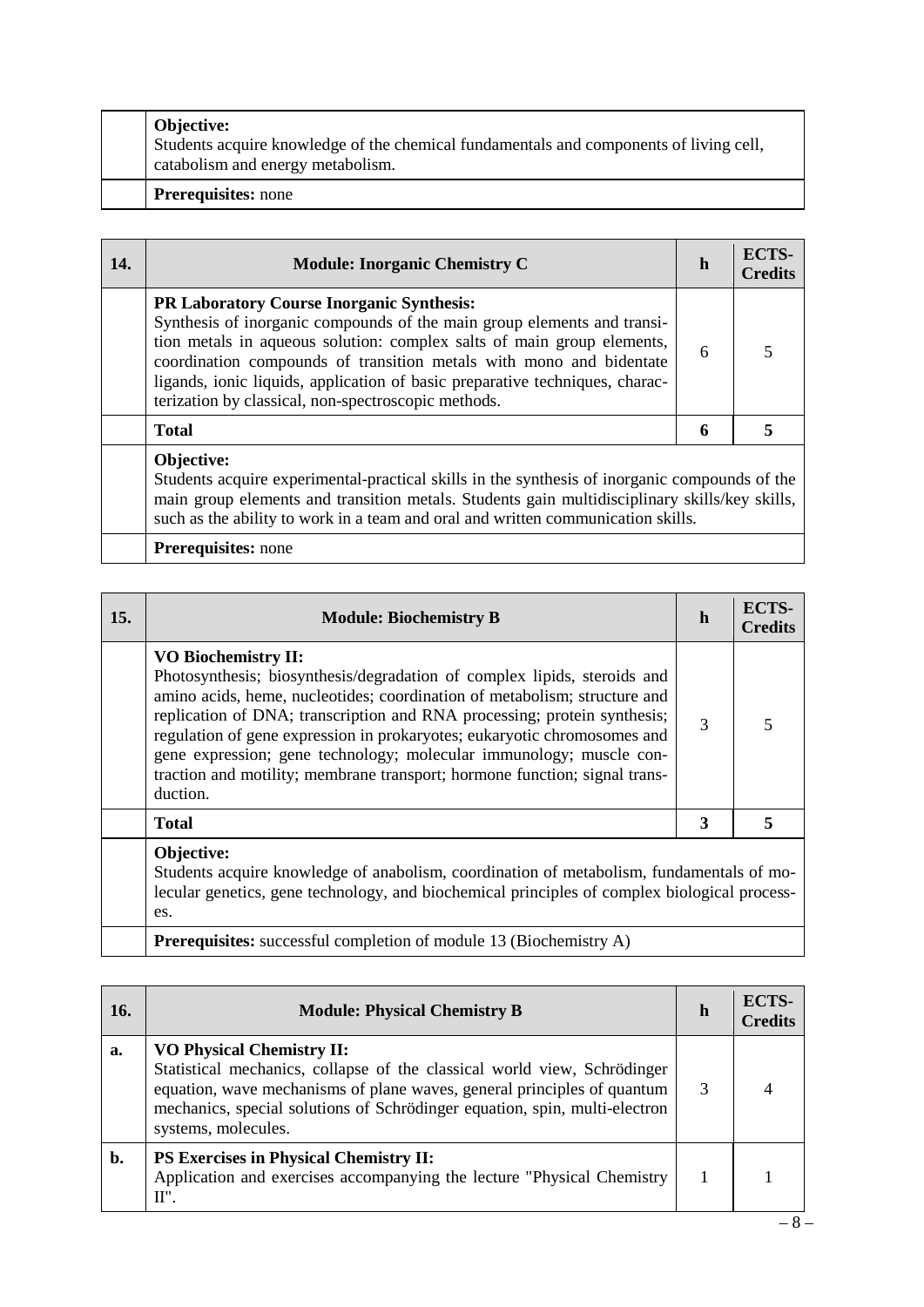| | | | |
|---|---|---|---|
| | **Objective:**<br>Students acquire knowledge of the chemical fundamentals and components of living cell, catabolism and energy metabolism. | | |
| | **Prerequisites:** none | | |

| **14.** | **Module: Inorganic Chemistry C** | **h** | **ECTS-Credits** |
|---|---|---|---|
| | **PR Laboratory Course Inorganic Synthesis:**<br>Synthesis of inorganic compounds of the main group elements and transition metals in aqueous solution: complex salts of main group elements, coordination compounds of transition metals with mono and bidentate ligands, ionic liquids, application of basic preparative techniques, characterization by classical, non-spectroscopic methods. | 6 | 5 |
| | **Total** | **6** | **5** |
| | **Objective:**<br>Students acquire experimental-practical skills in the synthesis of inorganic compounds of the main group elements and transition metals. Students gain multidisciplinary skills/key skills, such as the ability to work in a team and oral and written communication skills. | | |
| | **Prerequisites:** none | | |

| **15.** | **Module: Biochemistry B** | **h** | **ECTS-Credits** |
|---|---|---|---|
| | **VO Biochemistry II:**<br>Photosynthesis; biosynthesis/degradation of complex lipids, steroids and amino acids, heme, nucleotides; coordination of metabolism; structure and replication of DNA; transcription and RNA processing; protein synthesis; regulation of gene expression in prokaryotes; eukaryotic chromosomes and gene expression; gene technology; molecular immunology; muscle contraction and motility; membrane transport; hormone function; signal transduction. | 3 | 5 |
| | **Total** | **3** | **5** |
| | **Objective:**<br>Students acquire knowledge of anabolism, coordination of metabolism, fundamentals of molecular genetics, gene technology, and biochemical principles of complex biological processes. | | |
| | **Prerequisites:** successful completion of module 13 (Biochemistry A) | | |

| **16.** | **Module: Physical Chemistry B** | **h** | **ECTS-Credits** |
|---|---|---|---|
| **a.** | **VO Physical Chemistry II:**<br>Statistical mechanics, collapse of the classical world view, Schrödinger equation, wave mechanisms of plane waves, general principles of quantum mechanics, special solutions of Schrödinger equation, spin, multi-electron systems, molecules. | 3 | 4 |
| **b.** | **PS Exercises in Physical Chemistry II:**<br>Application and exercises accompanying the lecture "Physical Chemistry II". | 1 | 1 |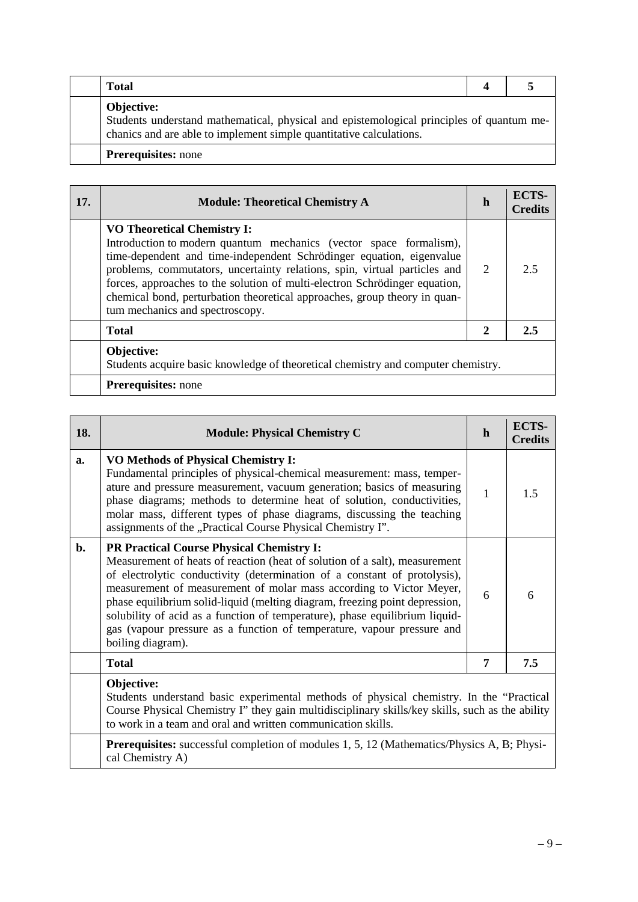| | **Total** | **4** | **5** |
|---|---|---|---|
| | **Objective:**<br>Students understand mathematical, physical and epistemological principles of quantum mechanics and are able to implement simple quantitative calculations. | | |
| | **Prerequisites:** none | | |

| 17. | **Module: Theoretical Chemistry A** | **h** | **ECTS-Credits** |
|---|---|---|---|
| | **VO Theoretical Chemistry I:**<br>Introduction to modern quantum mechanics (vector space formalism), time-dependent and time-independent Schrödinger equation, eigenvalue problems, commutators, uncertainty relations, spin, virtual particles and forces, approaches to the solution of multi-electron Schrödinger equation, chemical bond, perturbation theoretical approaches, group theory in quantum mechanics and spectroscopy. | 2 | 2.5 |
| | **Total** | **2** | **2.5** |
| | **Objective:**<br>Students acquire basic knowledge of theoretical chemistry and computer chemistry. | | |
| | **Prerequisites:** none | | |

| 18. | **Module: Physical Chemistry C** | **h** | **ECTS-Credits** |
|---|---|---|---|
| **a.** | **VO Methods of Physical Chemistry I:**<br>Fundamental principles of physical-chemical measurement: mass, temperature and pressure measurement, vacuum generation; basics of measuring phase diagrams; methods to determine heat of solution, conductivities, molar mass, different types of phase diagrams, discussing the teaching assignments of the „Practical Course Physical Chemistry I". | 1 | 1.5 |
| **b.** | **PR Practical Course Physical Chemistry I:**<br>Measurement of heats of reaction (heat of solution of a salt), measurement of electrolytic conductivity (determination of a constant of protolysis), measurement of measurement of molar mass according to Victor Meyer, phase equilibrium solid-liquid (melting diagram, freezing point depression, solubility of acid as a function of temperature), phase equilibrium liquid-gas (vapour pressure as a function of temperature, vapour pressure and boiling diagram). | 6 | 6 |
| | **Total** | **7** | **7.5** |
| | **Objective:**<br>Students understand basic experimental methods of physical chemistry. In the "Practical Course Physical Chemistry I" they gain multidisciplinary skills/key skills, such as the ability to work in a team and oral and written communication skills. | | |
| | **Prerequisites:** successful completion of modules 1, 5, 12 (Mathematics/Physics A, B; Physical Chemistry A) | | |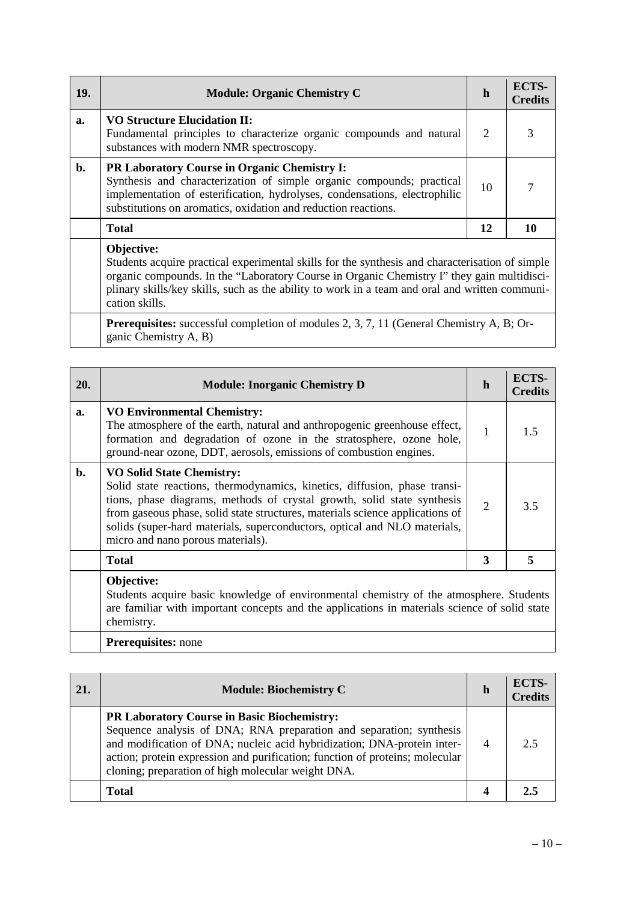| 19. | Module: Organic Chemistry C | h | ECTS-Credits |
|---|---|---|---|
| a. | **VO Structure Elucidation II:** Fundamental principles to characterize organic compounds and natural substances with modern NMR spectroscopy. | 2 | 3 |
| b. | **PR Laboratory Course in Organic Chemistry I:** Synthesis and characterization of simple organic compounds; practical implementation of esterification, hydrolyses, condensations, electrophilic substitutions on aromatics, oxidation and reduction reactions. | 10 | 7 |
| | **Total** | **12** | **10** |
| | **Objective:** Students acquire practical experimental skills for the synthesis and characterisation of simple organic compounds. In the "Laboratory Course in Organic Chemistry I" they gain multidisciplinary skills/key skills, such as the ability to work in a team and oral and written communication skills. | | |
| | **Prerequisites:** successful completion of modules 2, 3, 7, 11 (General Chemistry A, B; Organic Chemistry A, B) | | |

| 20. | Module: Inorganic Chemistry D | h | ECTS-Credits |
|---|---|---|---|
| a. | **VO Environmental Chemistry:** The atmosphere of the earth, natural and anthropogenic greenhouse effect, formation and degradation of ozone in the stratosphere, ozone hole, ground-near ozone, DDT, aerosols, emissions of combustion engines. | 1 | 1.5 |
| b. | **VO Solid State Chemistry:** Solid state reactions, thermodynamics, kinetics, diffusion, phase transitions, phase diagrams, methods of crystal growth, solid state synthesis from gaseous phase, solid state structures, materials science applications of solids (super-hard materials, superconductors, optical and NLO materials, micro and nano porous materials). | 2 | 3.5 |
| | **Total** | **3** | **5** |
| | **Objective:** Students acquire basic knowledge of environmental chemistry of the atmosphere. Students are familiar with important concepts and the applications in materials science of solid state chemistry. | | |
| | **Prerequisites:** none | | |

| 21. | Module: Biochemistry C | h | ECTS-Credits |
|---|---|---|---|
| | **PR Laboratory Course in Basic Biochemistry:** Sequence analysis of DNA; RNA preparation and separation; synthesis and modification of DNA; nucleic acid hybridization; DNA-protein interaction; protein expression and purification; function of proteins; molecular cloning; preparation of high molecular weight DNA. | 4 | 2.5 |
| | **Total** | **4** | **2.5** |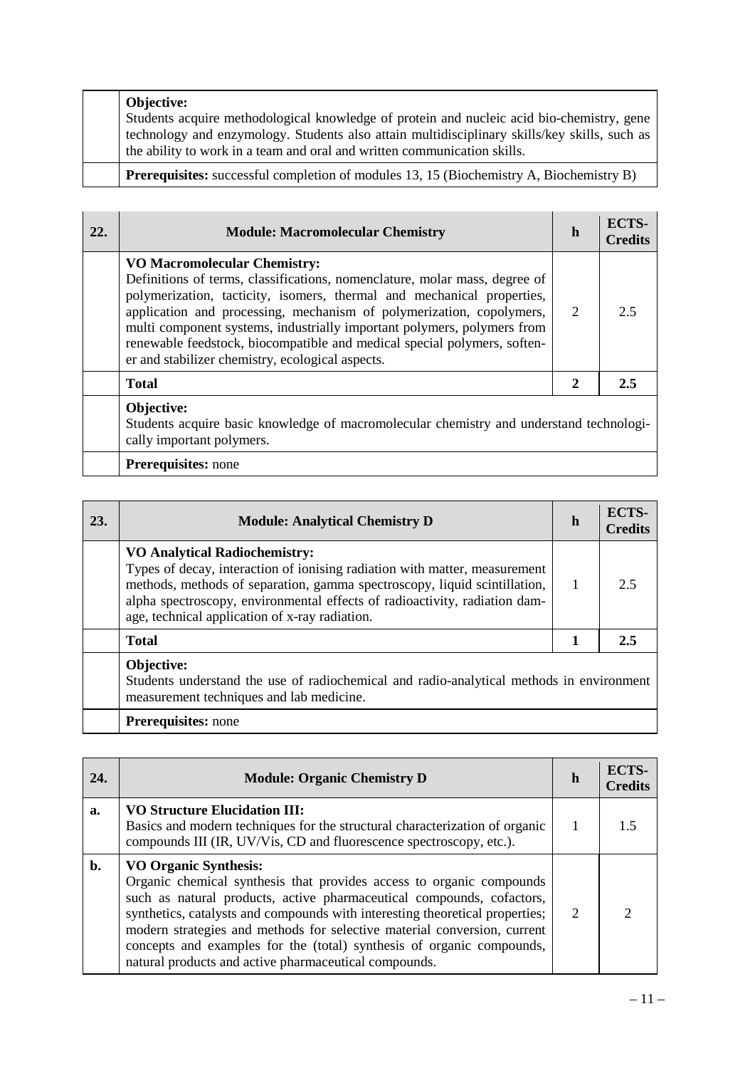| | | | |
|---|---|---|---|
| | **Objective:** Students acquire methodological knowledge of protein and nucleic acid bio-chemistry, gene technology and enzymology. Students also attain multidisciplinary skills/key skills, such as the ability to work in a team and oral and written communication skills. | | |
| | **Prerequisites:** successful completion of modules 13, 15 (Biochemistry A, Biochemistry B) | | |

| 22. | Module: Macromolecular Chemistry | h | ECTS-Credits |
|---|---|---|---|
| | **VO Macromolecular Chemistry:** Definitions of terms, classifications, nomenclature, molar mass, degree of polymerization, tacticity, isomers, thermal and mechanical properties, application and processing, mechanism of polymerization, copolymers, multi component systems, industrially important polymers, polymers from renewable feedstock, biocompatible and medical special polymers, soften-er and stabilizer chemistry, ecological aspects. | 2 | 2.5 |
| | **Total** | **2** | **2.5** |
| | **Objective:** Students acquire basic knowledge of macromolecular chemistry and understand technologi-cally important polymers. | | |
| | **Prerequisites:** none | | |

| 23. | Module: Analytical Chemistry D | h | ECTS-Credits |
|---|---|---|---|
| | **VO Analytical Radiochemistry:** Types of decay, interaction of ionising radiation with matter, measurement methods, methods of separation, gamma spectroscopy, liquid scintillation, alpha spectroscopy, environmental effects of radioactivity, radiation dam-age, technical application of x-ray radiation. | 1 | 2.5 |
| | **Total** | **1** | **2.5** |
| | **Objective:** Students understand the use of radiochemical and radio-analytical methods in environment measurement techniques and lab medicine. | | |
| | **Prerequisites:** none | | |

| 24. | Module: Organic Chemistry D | h | ECTS-Credits |
|---|---|---|---|
| **a.** | **VO Structure Elucidation III:** Basics and modern techniques for the structural characterization of organic compounds III (IR, UV/Vis, CD and fluorescence spectroscopy, etc.). | 1 | 1.5 |
| **b.** | **VO Organic Synthesis:** Organic chemical synthesis that provides access to organic compounds such as natural products, active pharmaceutical compounds, cofactors, synthetics, catalysts and compounds with interesting theoretical properties; modern strategies and methods for selective material conversion, current concepts and examples for the (total) synthesis of organic compounds, natural products and active pharmaceutical compounds. | 2 | 2 |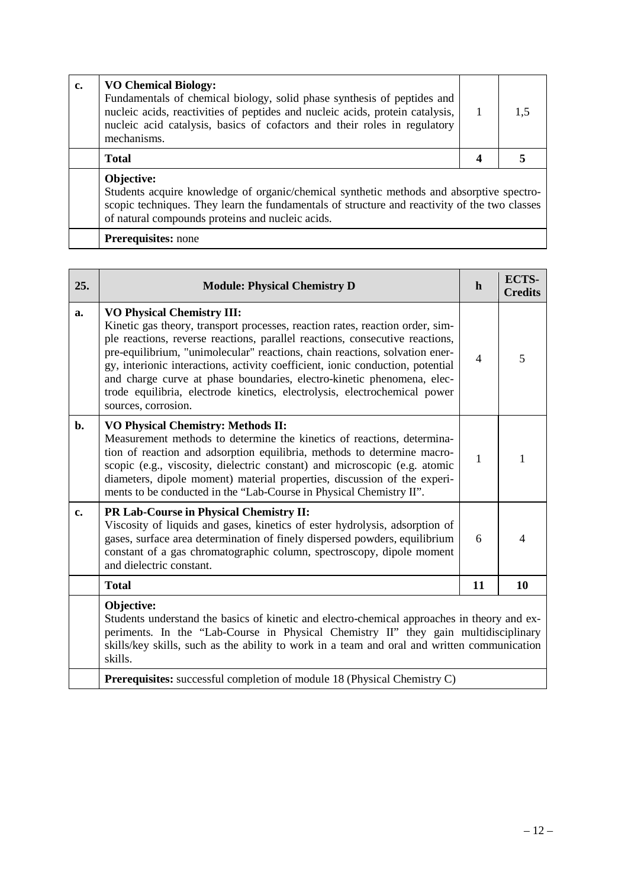| | | | |
|---|---|---|---|
| **c.** | **VO Chemical Biology:** Fundamentals of chemical biology, solid phase synthesis of peptides and nucleic acids, reactivities of peptides and nucleic acids, protein catalysis, nucleic acid catalysis, basics of cofactors and their roles in regulatory mechanisms. | 1 | 1,5 |
| | **Total** | **4** | **5** |
| | **Objective:** Students acquire knowledge of organic/chemical synthetic methods and absorptive spectroscopic techniques. They learn the fundamentals of structure and reactivity of the two classes of natural compounds proteins and nucleic acids. | | |
| | **Prerequisites:** none | | |

| 25. | Module: Physical Chemistry D | h | ECTS-Credits |
|---|---|---|---|
| **a.** | **VO Physical Chemistry III:** Kinetic gas theory, transport processes, reaction rates, reaction order, simple reactions, reverse reactions, parallel reactions, consecutive reactions, pre-equilibrium, "unimolecular" reactions, chain reactions, solvation energy, interionic interactions, activity coefficient, ionic conduction, potential and charge curve at phase boundaries, electro-kinetic phenomena, electrode equilibria, electrode kinetics, electrolysis, electrochemical power sources, corrosion. | 4 | 5 |
| **b.** | **VO Physical Chemistry: Methods II:** Measurement methods to determine the kinetics of reactions, determination of reaction and adsorption equilibria, methods to determine macroscopic (e.g., viscosity, dielectric constant) and microscopic (e.g. atomic diameters, dipole moment) material properties, discussion of the experiments to be conducted in the "Lab-Course in Physical Chemistry II". | 1 | 1 |
| **c.** | **PR Lab-Course in Physical Chemistry II:** Viscosity of liquids and gases, kinetics of ester hydrolysis, adsorption of gases, surface area determination of finely dispersed powders, equilibrium constant of a gas chromatographic column, spectroscopy, dipole moment and dielectric constant. | 6 | 4 |
| | **Total** | **11** | **10** |
| | **Objective:** Students understand the basics of kinetic and electro-chemical approaches in theory and experiments. In the "Lab-Course in Physical Chemistry II" they gain multidisciplinary skills/key skills, such as the ability to work in a team and oral and written communication skills. | | |
| | **Prerequisites:** successful completion of module 18 (Physical Chemistry C) | | |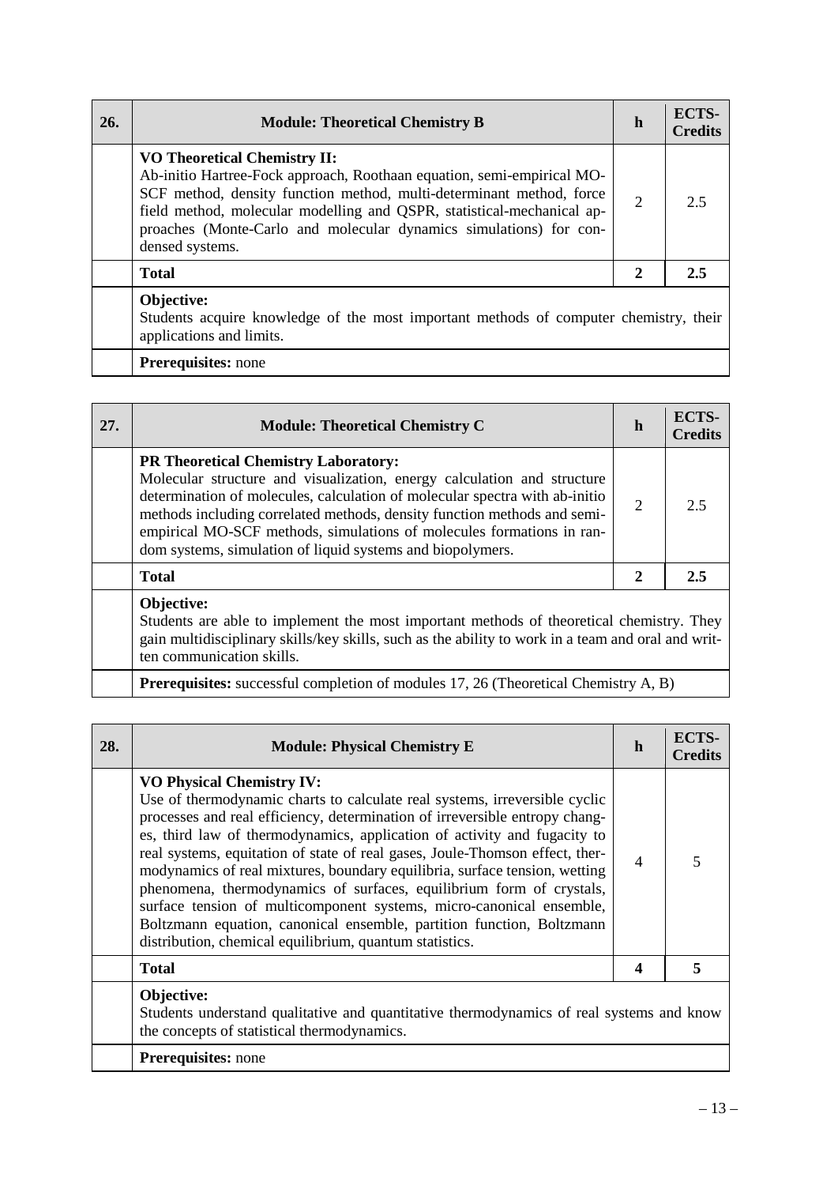| 26. | Module: Theoretical Chemistry B | h | ECTS-Credits |
|---|---|---|---|
| | **VO Theoretical Chemistry II:** Ab-initio Hartree-Fock approach, Roothaan equation, semi-empirical MO-SCF method, density function method, multi-determinant method, force field method, molecular modelling and QSPR, statistical-mechanical approaches (Monte-Carlo and molecular dynamics simulations) for condensed systems. | 2 | 2.5 |
| | **Total** | **2** | **2.5** |
| | **Objective:** Students acquire knowledge of the most important methods of computer chemistry, their applications and limits. | | |
| | **Prerequisites:** none | | |

| 27. | Module: Theoretical Chemistry C | h | ECTS-Credits |
|---|---|---|---|
| | **PR Theoretical Chemistry Laboratory:** Molecular structure and visualization, energy calculation and structure determination of molecules, calculation of molecular spectra with ab-initio methods including correlated methods, density function methods and semi-empirical MO-SCF methods, simulations of molecules formations in random systems, simulation of liquid systems and biopolymers. | 2 | 2.5 |
| | **Total** | **2** | **2.5** |
| | **Objective:** Students are able to implement the most important methods of theoretical chemistry. They gain multidisciplinary skills/key skills, such as the ability to work in a team and oral and written communication skills. | | |
| | **Prerequisites:** successful completion of modules 17, 26 (Theoretical Chemistry A, B) | | |

| 28. | Module: Physical Chemistry E | h | ECTS-Credits |
|---|---|---|---|
| | **VO Physical Chemistry IV:** Use of thermodynamic charts to calculate real systems, irreversible cyclic processes and real efficiency, determination of irreversible entropy changes, third law of thermodynamics, application of activity and fugacity to real systems, equitation of state of real gases, Joule-Thomson effect, thermodynamics of real mixtures, boundary equilibria, surface tension, wetting phenomena, thermodynamics of surfaces, equilibrium form of crystals, surface tension of multicomponent systems, micro-canonical ensemble, Boltzmann equation, canonical ensemble, partition function, Boltzmann distribution, chemical equilibrium, quantum statistics. | 4 | 5 |
| | **Total** | **4** | **5** |
| | **Objective:** Students understand qualitative and quantitative thermodynamics of real systems and know the concepts of statistical thermodynamics. | | |
| | **Prerequisites:** none | | |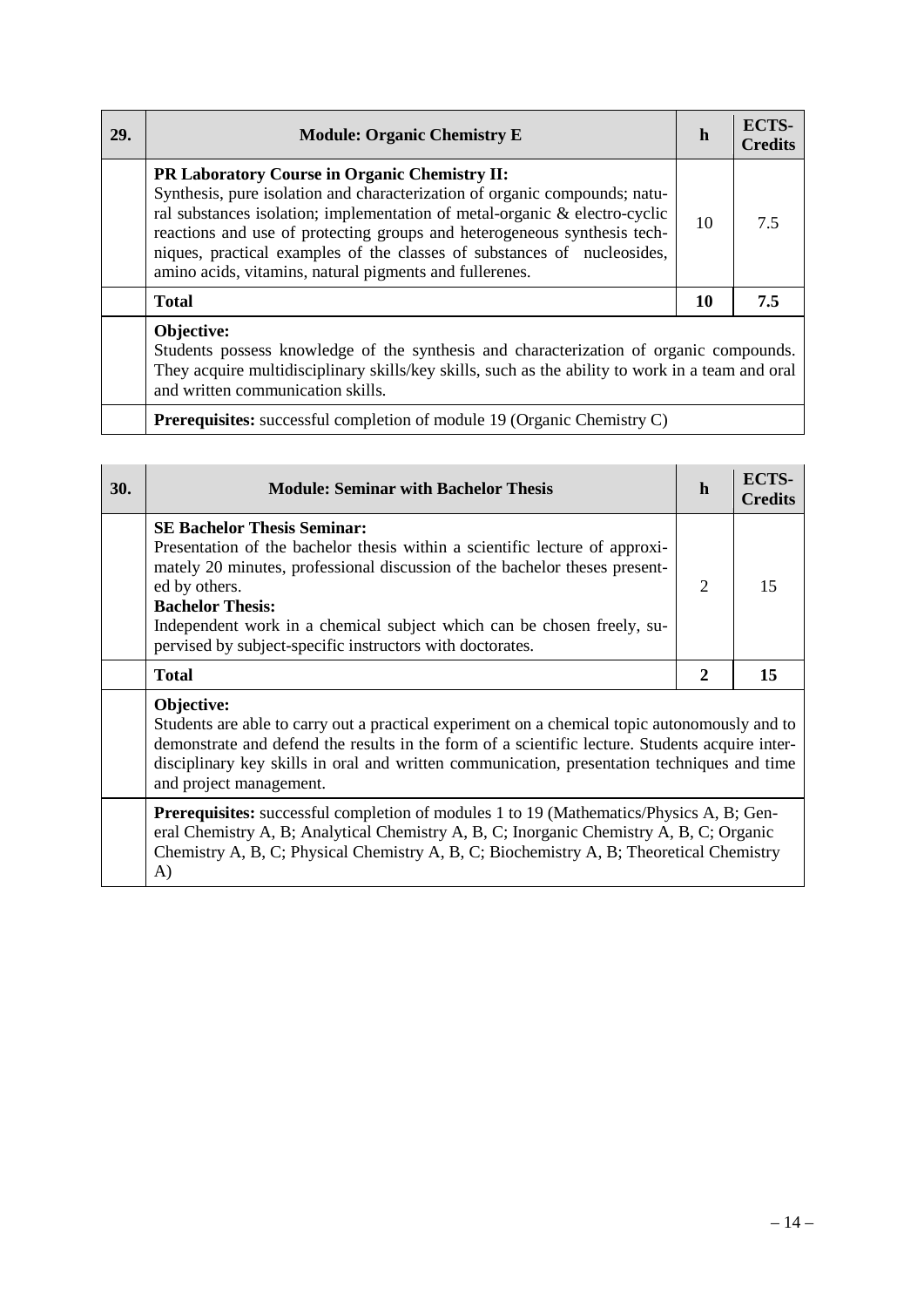| 29. | Module: Organic Chemistry E | h | ECTS-Credits |
|---|---|---|---|
| | **PR Laboratory Course in Organic Chemistry II:** Synthesis, pure isolation and characterization of organic compounds; natural substances isolation; implementation of metal-organic & electro-cyclic reactions and use of protecting groups and heterogeneous synthesis techniques, practical examples of the classes of substances of nucleosides, amino acids, vitamins, natural pigments and fullerenes. | 10 | 7.5 |
| | **Total** | **10** | **7.5** |
| | **Objective:** Students possess knowledge of the synthesis and characterization of organic compounds. They acquire multidisciplinary skills/key skills, such as the ability to work in a team and oral and written communication skills. | | |
| | **Prerequisites:** successful completion of module 19 (Organic Chemistry C) | | |

| 30. | Module: Seminar with Bachelor Thesis | h | ECTS-Credits |
|---|---|---|---|
| | **SE Bachelor Thesis Seminar:** Presentation of the bachelor thesis within a scientific lecture of approximately 20 minutes, professional discussion of the bachelor theses presented by others. **Bachelor Thesis:** Independent work in a chemical subject which can be chosen freely, supervised by subject-specific instructors with doctorates. | 2 | 15 |
| | **Total** | **2** | **15** |
| | **Objective:** Students are able to carry out a practical experiment on a chemical topic autonomously and to demonstrate and defend the results in the form of a scientific lecture. Students acquire interdisciplinary key skills in oral and written communication, presentation techniques and time and project management. | | |
| | **Prerequisites:** successful completion of modules 1 to 19 (Mathematics/Physics A, B; General Chemistry A, B; Analytical Chemistry A, B, C; Inorganic Chemistry A, B, C; Organic Chemistry A, B, C; Physical Chemistry A, B, C; Biochemistry A, B; Theoretical Chemistry A) | | |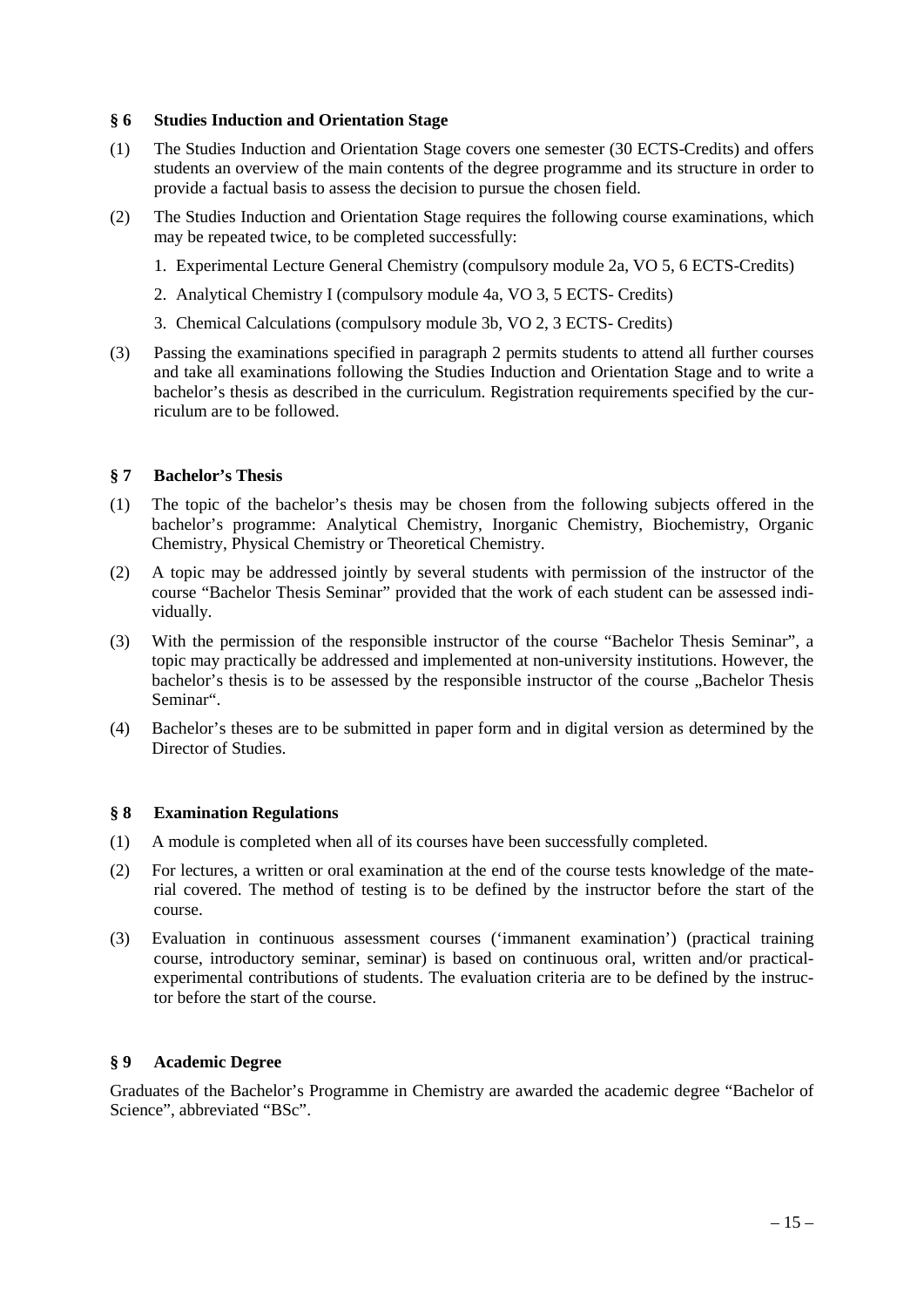## § 6 Studies Induction and Orientation Stage

(1) The Studies Induction and Orientation Stage covers one semester (30 ECTS-Credits) and offers students an overview of the main contents of the degree programme and its structure in order to provide a factual basis to assess the decision to pursue the chosen field.

(2) The Studies Induction and Orientation Stage requires the following course examinations, which may be repeated twice, to be completed successfully:

1. Experimental Lecture General Chemistry (compulsory module 2a, VO 5, 6 ECTS-Credits)
2. Analytical Chemistry I (compulsory module 4a, VO 3, 5 ECTS- Credits)
3. Chemical Calculations (compulsory module 3b, VO 2, 3 ECTS- Credits)

(3) Passing the examinations specified in paragraph 2 permits students to attend all further courses and take all examinations following the Studies Induction and Orientation Stage and to write a bachelor's thesis as described in the curriculum. Registration requirements specified by the curriculum are to be followed.

## § 7 Bachelor's Thesis

(1) The topic of the bachelor's thesis may be chosen from the following subjects offered in the bachelor's programme: Analytical Chemistry, Inorganic Chemistry, Biochemistry, Organic Chemistry, Physical Chemistry or Theoretical Chemistry.

(2) A topic may be addressed jointly by several students with permission of the instructor of the course "Bachelor Thesis Seminar" provided that the work of each student can be assessed individually.

(3) With the permission of the responsible instructor of the course "Bachelor Thesis Seminar", a topic may practically be addressed and implemented at non-university institutions. However, the bachelor's thesis is to be assessed by the responsible instructor of the course „Bachelor Thesis Seminar".

(4) Bachelor's theses are to be submitted in paper form and in digital version as determined by the Director of Studies.

## § 8 Examination Regulations

(1) A module is completed when all of its courses have been successfully completed.

(2) For lectures, a written or oral examination at the end of the course tests knowledge of the material covered. The method of testing is to be defined by the instructor before the start of the course.

(3) Evaluation in continuous assessment courses ('immanent examination') (practical training course, introductory seminar, seminar) is based on continuous oral, written and/or practical-experimental contributions of students. The evaluation criteria are to be defined by the instructor before the start of the course.

## § 9 Academic Degree

Graduates of the Bachelor's Programme in Chemistry are awarded the academic degree "Bachelor of Science", abbreviated "BSc".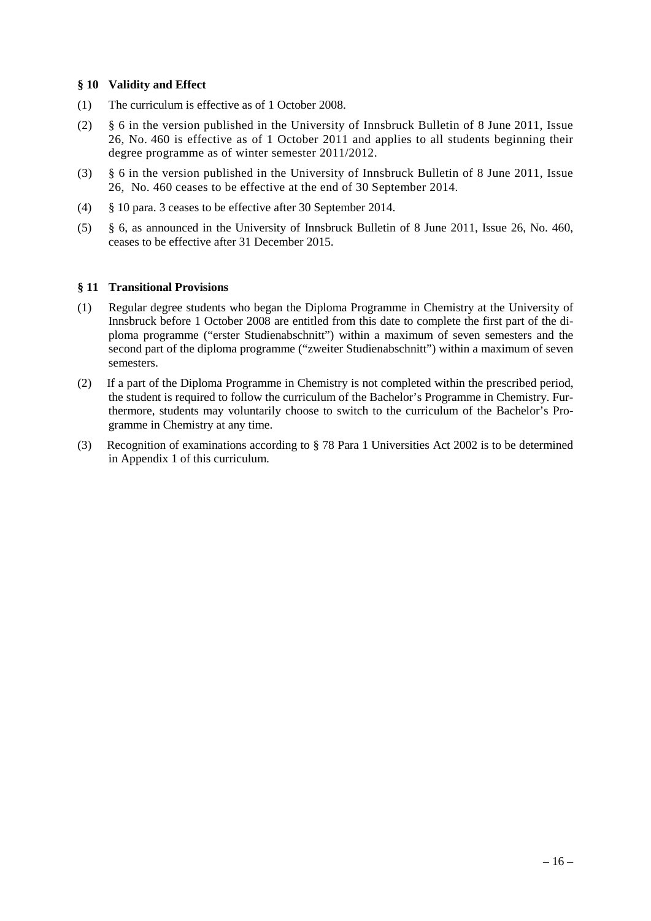## § 10 Validity and Effect

(1) The curriculum is effective as of 1 October 2008.

(2) § 6 in the version published in the University of Innsbruck Bulletin of 8 June 2011, Issue 26, No. 460 is effective as of 1 October 2011 and applies to all students beginning their degree programme as of winter semester 2011/2012.

(3) § 6 in the version published in the University of Innsbruck Bulletin of 8 June 2011, Issue 26, No. 460 ceases to be effective at the end of 30 September 2014.

(4) § 10 para. 3 ceases to be effective after 30 September 2014.

(5) § 6, as announced in the University of Innsbruck Bulletin of 8 June 2011, Issue 26, No. 460, ceases to be effective after 31 December 2015.

## § 11 Transitional Provisions

(1) Regular degree students who began the Diploma Programme in Chemistry at the University of Innsbruck before 1 October 2008 are entitled from this date to complete the first part of the diploma programme ("erster Studienabschnitt") within a maximum of seven semesters and the second part of the diploma programme ("zweiter Studienabschnitt") within a maximum of seven semesters.

(2) If a part of the Diploma Programme in Chemistry is not completed within the prescribed period, the student is required to follow the curriculum of the Bachelor's Programme in Chemistry. Furthermore, students may voluntarily choose to switch to the curriculum of the Bachelor's Programme in Chemistry at any time.

(3) Recognition of examinations according to § 78 Para 1 Universities Act 2002 is to be determined in Appendix 1 of this curriculum.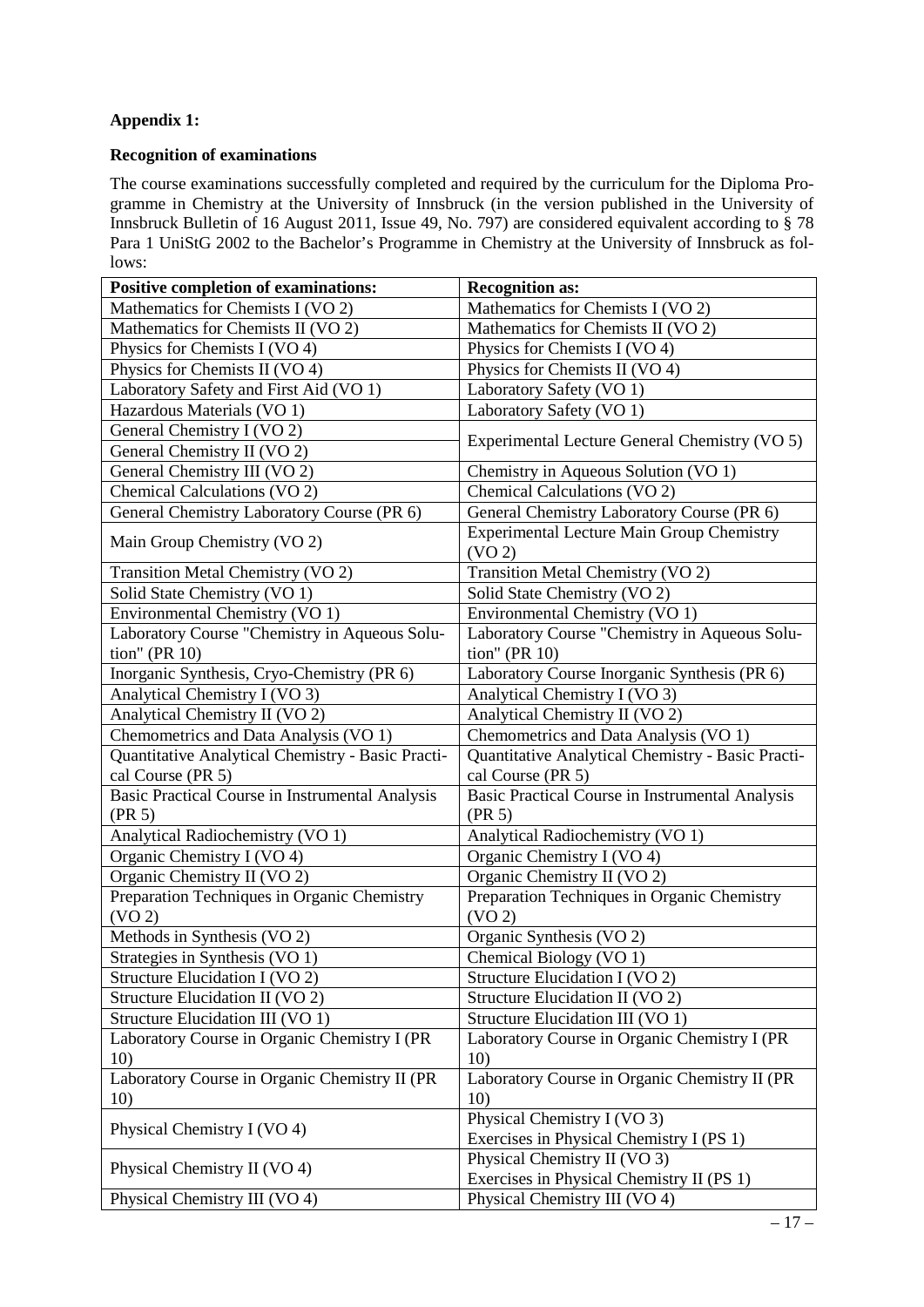**Appendix 1:**

**Recognition of examinations**

The course examinations successfully completed and required by the curriculum for the Diploma Programme in Chemistry at the University of Innsbruck (in the version published in the University of Innsbruck Bulletin of 16 August 2011, Issue 49, No. 797) are considered equivalent according to § 78 Para 1 UniStG 2002 to the Bachelor's Programme in Chemistry at the University of Innsbruck as follows:

| Positive completion of examinations: | Recognition as: |
|---|---|
| Mathematics for Chemists I (VO 2) | Mathematics for Chemists I (VO 2) |
| Mathematics for Chemists II (VO 2) | Mathematics for Chemists II (VO 2) |
| Physics for Chemists I (VO 4) | Physics for Chemists I (VO 4) |
| Physics for Chemists II (VO 4) | Physics for Chemists II (VO 4) |
| Laboratory Safety and First Aid (VO 1) | Laboratory Safety (VO 1) |
| Hazardous Materials (VO 1) | Laboratory Safety (VO 1) |
| General Chemistry I (VO 2) | Experimental Lecture General Chemistry (VO 5) |
| General Chemistry II (VO 2) | |
| General Chemistry III (VO 2) | Chemistry in Aqueous Solution (VO 1) |
| Chemical Calculations (VO 2) | Chemical Calculations (VO 2) |
| General Chemistry Laboratory Course (PR 6) | General Chemistry Laboratory Course (PR 6) |
| Main Group Chemistry (VO 2) | Experimental Lecture Main Group Chemistry (VO 2) |
| Transition Metal Chemistry (VO 2) | Transition Metal Chemistry (VO 2) |
| Solid State Chemistry (VO 1) | Solid State Chemistry (VO 2) |
| Environmental Chemistry (VO 1) | Environmental Chemistry (VO 1) |
| Laboratory Course "Chemistry in Aqueous Solution" (PR 10) | Laboratory Course "Chemistry in Aqueous Solution" (PR 10) |
| Inorganic Synthesis, Cryo-Chemistry (PR 6) | Laboratory Course Inorganic Synthesis (PR 6) |
| Analytical Chemistry I (VO 3) | Analytical Chemistry I (VO 3) |
| Analytical Chemistry II (VO 2) | Analytical Chemistry II (VO 2) |
| Chemometrics and Data Analysis (VO 1) | Chemometrics and Data Analysis (VO 1) |
| Quantitative Analytical Chemistry - Basic Practical Course (PR 5) | Quantitative Analytical Chemistry - Basic Practical Course (PR 5) |
| Basic Practical Course in Instrumental Analysis (PR 5) | Basic Practical Course in Instrumental Analysis (PR 5) |
| Analytical Radiochemistry (VO 1) | Analytical Radiochemistry (VO 1) |
| Organic Chemistry I (VO 4) | Organic Chemistry I (VO 4) |
| Organic Chemistry II (VO 2) | Organic Chemistry II (VO 2) |
| Preparation Techniques in Organic Chemistry (VO 2) | Preparation Techniques in Organic Chemistry (VO 2) |
| Methods in Synthesis (VO 2) | Organic Synthesis (VO 2) |
| Strategies in Synthesis (VO 1) | Chemical Biology (VO 1) |
| Structure Elucidation I (VO 2) | Structure Elucidation I (VO 2) |
| Structure Elucidation II (VO 2) | Structure Elucidation II (VO 2) |
| Structure Elucidation III (VO 1) | Structure Elucidation III (VO 1) |
| Laboratory Course in Organic Chemistry I (PR 10) | Laboratory Course in Organic Chemistry I (PR 10) |
| Laboratory Course in Organic Chemistry II (PR 10) | Laboratory Course in Organic Chemistry II (PR 10) |
| Physical Chemistry I (VO 4) | Physical Chemistry I (VO 3)<br>Exercises in Physical Chemistry I (PS 1) |
| Physical Chemistry II (VO 4) | Physical Chemistry II (VO 3)<br>Exercises in Physical Chemistry II (PS 1) |
| Physical Chemistry III (VO 4) | Physical Chemistry III (VO 4) |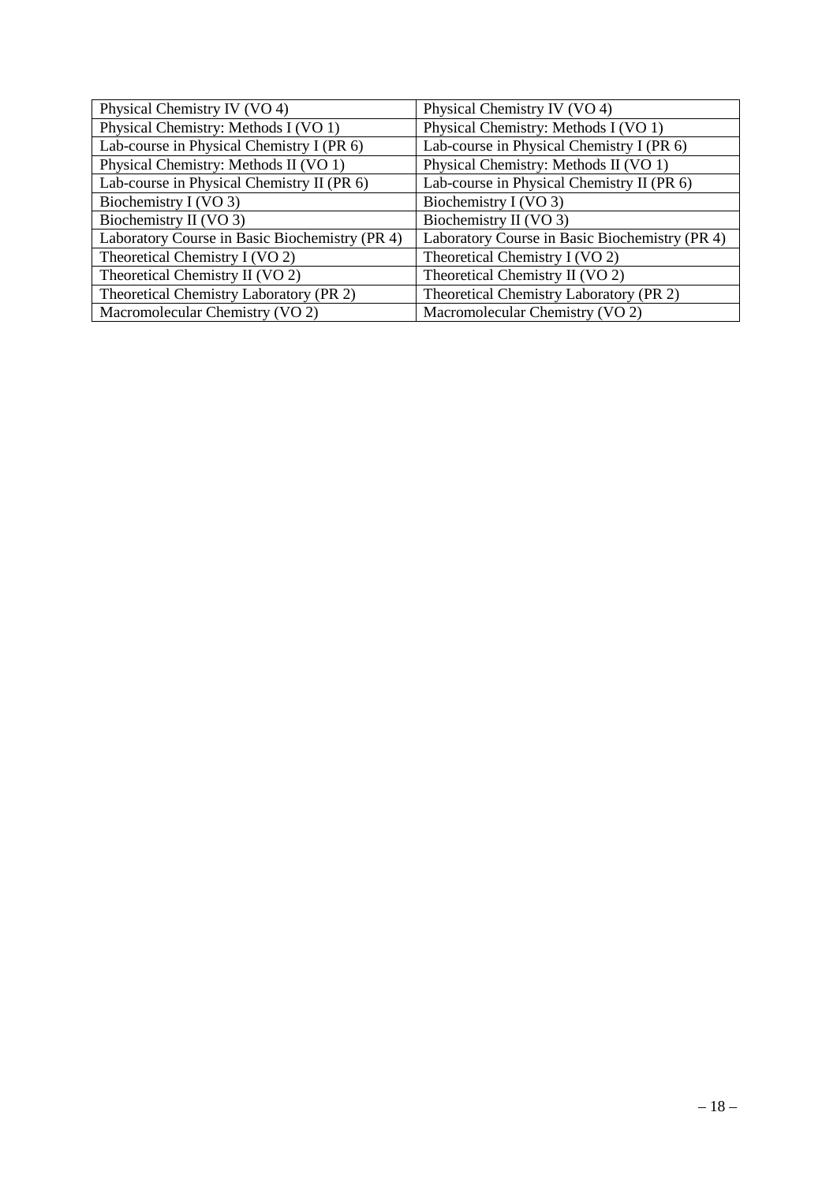| | |
|---|---|
| Physical Chemistry IV (VO 4) | Physical Chemistry IV (VO 4) |
| Physical Chemistry: Methods I (VO 1) | Physical Chemistry: Methods I (VO 1) |
| Lab-course in Physical Chemistry I (PR 6) | Lab-course in Physical Chemistry I (PR 6) |
| Physical Chemistry: Methods II (VO 1) | Physical Chemistry: Methods II (VO 1) |
| Lab-course in Physical Chemistry II (PR 6) | Lab-course in Physical Chemistry II (PR 6) |
| Biochemistry I (VO 3) | Biochemistry I (VO 3) |
| Biochemistry II (VO 3) | Biochemistry II (VO 3) |
| Laboratory Course in Basic Biochemistry (PR 4) | Laboratory Course in Basic Biochemistry (PR 4) |
| Theoretical Chemistry I (VO 2) | Theoretical Chemistry I (VO 2) |
| Theoretical Chemistry II (VO 2) | Theoretical Chemistry II (VO 2) |
| Theoretical Chemistry Laboratory (PR 2) | Theoretical Chemistry Laboratory (PR 2) |
| Macromolecular Chemistry (VO 2) | Macromolecular Chemistry (VO 2) |